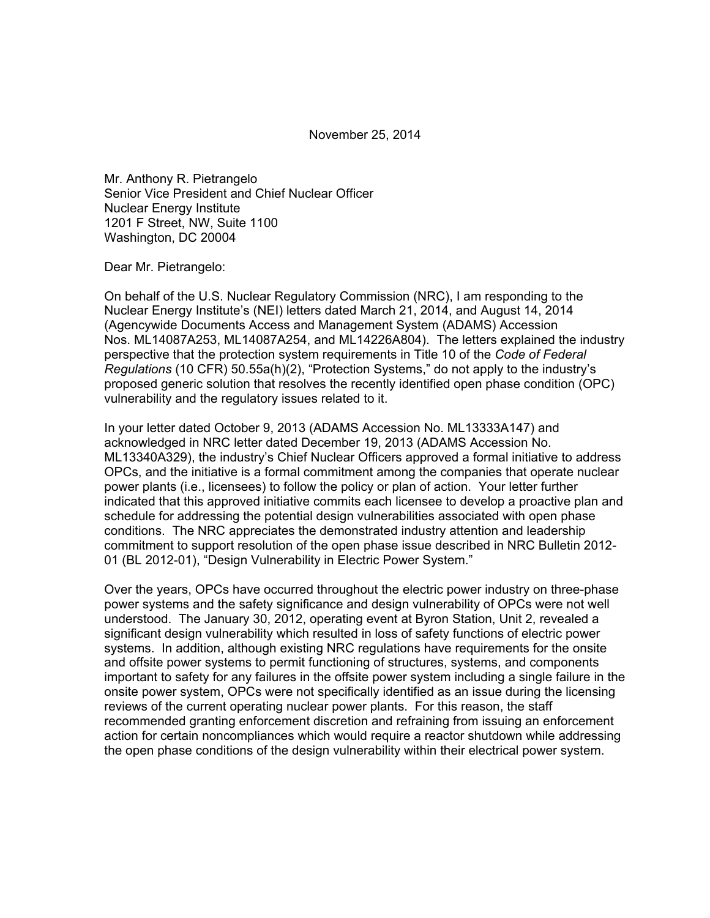November 25, 2014

Mr. Anthony R. Pietrangelo
Senior Vice President and Chief Nuclear Officer
Nuclear Energy Institute
1201 F Street, NW, Suite 1100
Washington, DC 20004

Dear Mr. Pietrangelo:

On behalf of the U.S. Nuclear Regulatory Commission (NRC), I am responding to the Nuclear Energy Institute's (NEI) letters dated March 21, 2014, and August 14, 2014 (Agencywide Documents Access and Management System (ADAMS) Accession Nos. ML14087A253, ML14087A254, and ML14226A804). The letters explained the industry perspective that the protection system requirements in Title 10 of the *Code of Federal Regulations* (10 CFR) 50.55a(h)(2), "Protection Systems," do not apply to the industry's proposed generic solution that resolves the recently identified open phase condition (OPC) vulnerability and the regulatory issues related to it.

In your letter dated October 9, 2013 (ADAMS Accession No. ML13333A147) and acknowledged in NRC letter dated December 19, 2013 (ADAMS Accession No. ML13340A329), the industry's Chief Nuclear Officers approved a formal initiative to address OPCs, and the initiative is a formal commitment among the companies that operate nuclear power plants (i.e., licensees) to follow the policy or plan of action. Your letter further indicated that this approved initiative commits each licensee to develop a proactive plan and schedule for addressing the potential design vulnerabilities associated with open phase conditions. The NRC appreciates the demonstrated industry attention and leadership commitment to support resolution of the open phase issue described in NRC Bulletin 2012-01 (BL 2012-01), "Design Vulnerability in Electric Power System."

Over the years, OPCs have occurred throughout the electric power industry on three-phase power systems and the safety significance and design vulnerability of OPCs were not well understood. The January 30, 2012, operating event at Byron Station, Unit 2, revealed a significant design vulnerability which resulted in loss of safety functions of electric power systems. In addition, although existing NRC regulations have requirements for the onsite and offsite power systems to permit functioning of structures, systems, and components important to safety for any failures in the offsite power system including a single failure in the onsite power system, OPCs were not specifically identified as an issue during the licensing reviews of the current operating nuclear power plants. For this reason, the staff recommended granting enforcement discretion and refraining from issuing an enforcement action for certain noncompliances which would require a reactor shutdown while addressing the open phase conditions of the design vulnerability within their electrical power system.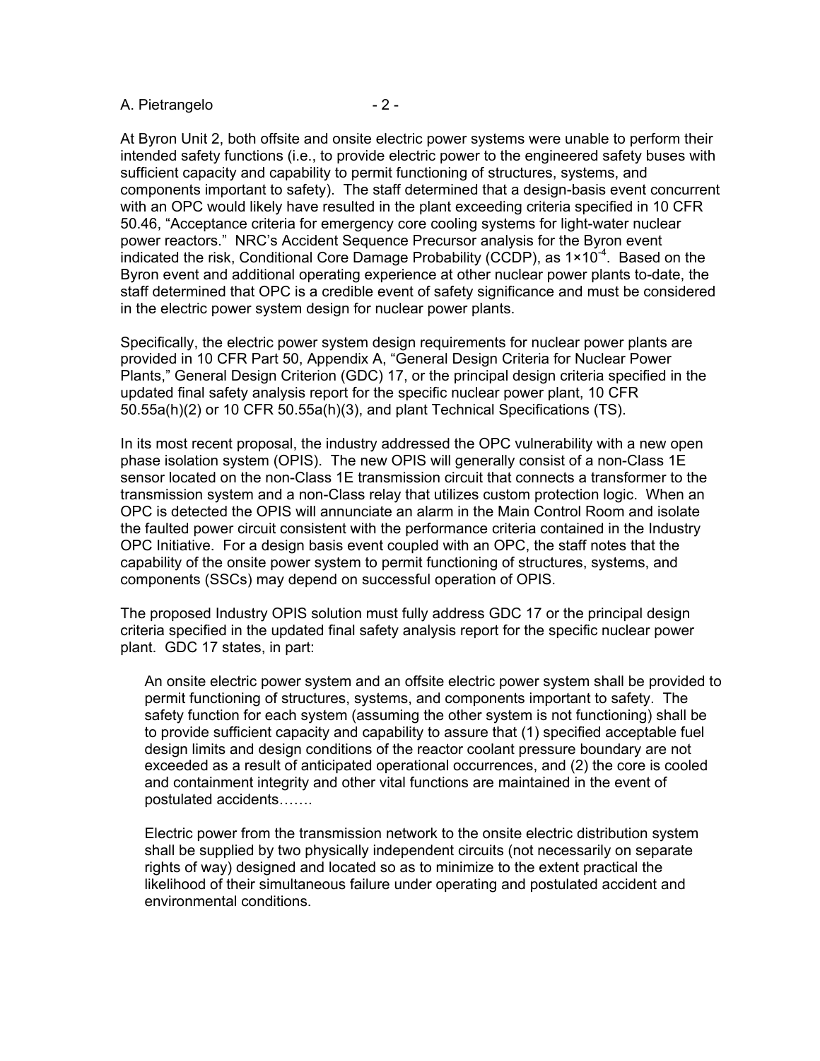At Byron Unit 2, both offsite and onsite electric power systems were unable to perform their intended safety functions (i.e., to provide electric power to the engineered safety buses with sufficient capacity and capability to permit functioning of structures, systems, and components important to safety). The staff determined that a design-basis event concurrent with an OPC would likely have resulted in the plant exceeding criteria specified in 10 CFR 50.46, "Acceptance criteria for emergency core cooling systems for light-water nuclear power reactors." NRC's Accident Sequence Precursor analysis for the Byron event indicated the risk, Conditional Core Damage Probability (CCDP), as $1 \times 10^{-4}$. Based on the Byron event and additional operating experience at other nuclear power plants to-date, the staff determined that OPC is a credible event of safety significance and must be considered in the electric power system design for nuclear power plants.

Specifically, the electric power system design requirements for nuclear power plants are provided in 10 CFR Part 50, Appendix A, "General Design Criteria for Nuclear Power Plants," General Design Criterion (GDC) 17, or the principal design criteria specified in the updated final safety analysis report for the specific nuclear power plant, 10 CFR 50.55a(h)(2) or 10 CFR 50.55a(h)(3), and plant Technical Specifications (TS).

In its most recent proposal, the industry addressed the OPC vulnerability with a new open phase isolation system (OPIS). The new OPIS will generally consist of a non-Class 1E sensor located on the non-Class 1E transmission circuit that connects a transformer to the transmission system and a non-Class relay that utilizes custom protection logic. When an OPC is detected the OPIS will annunciate an alarm in the Main Control Room and isolate the faulted power circuit consistent with the performance criteria contained in the Industry OPC Initiative. For a design basis event coupled with an OPC, the staff notes that the capability of the onsite power system to permit functioning of structures, systems, and components (SSCs) may depend on successful operation of OPIS.

The proposed Industry OPIS solution must fully address GDC 17 or the principal design criteria specified in the updated final safety analysis report for the specific nuclear power plant. GDC 17 states, in part:

> An onsite electric power system and an offsite electric power system shall be provided to permit functioning of structures, systems, and components important to safety. The safety function for each system (assuming the other system is not functioning) shall be to provide sufficient capacity and capability to assure that (1) specified acceptable fuel design limits and design conditions of the reactor coolant pressure boundary are not exceeded as a result of anticipated operational occurrences, and (2) the core is cooled and containment integrity and other vital functions are maintained in the event of postulated accidents…….
>
> Electric power from the transmission network to the onsite electric distribution system shall be supplied by two physically independent circuits (not necessarily on separate rights of way) designed and located so as to minimize to the extent practical the likelihood of their simultaneous failure under operating and postulated accident and environmental conditions.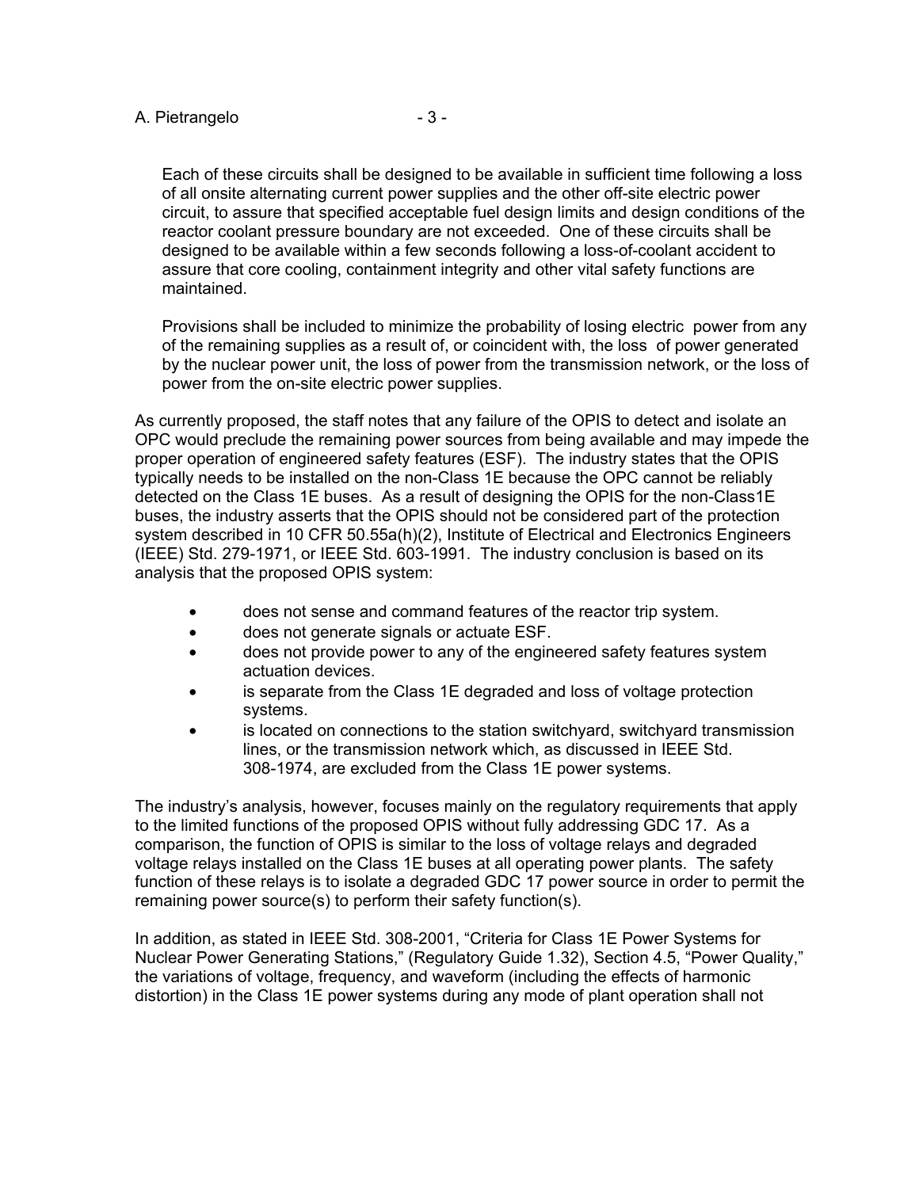Each of these circuits shall be designed to be available in sufficient time following a loss of all onsite alternating current power supplies and the other off-site electric power circuit, to assure that specified acceptable fuel design limits and design conditions of the reactor coolant pressure boundary are not exceeded. One of these circuits shall be designed to be available within a few seconds following a loss-of-coolant accident to assure that core cooling, containment integrity and other vital safety functions are maintained.

> Provisions shall be included to minimize the probability of losing electric power from any of the remaining supplies as a result of, or coincident with, the loss of power generated by the nuclear power unit, the loss of power from the transmission network, or the loss of power from the on-site electric power supplies.

As currently proposed, the staff notes that any failure of the OPIS to detect and isolate an OPC would preclude the remaining power sources from being available and may impede the proper operation of engineered safety features (ESF). The industry states that the OPIS typically needs to be installed on the non-Class 1E because the OPC cannot be reliably detected on the Class 1E buses. As a result of designing the OPIS for the non-Class1E buses, the industry asserts that the OPIS should not be considered part of the protection system described in 10 CFR 50.55a(h)(2), Institute of Electrical and Electronics Engineers (IEEE) Std. 279-1971, or IEEE Std. 603-1991. The industry conclusion is based on its analysis that the proposed OPIS system:

- does not sense and command features of the reactor trip system.
- does not generate signals or actuate ESF.
- does not provide power to any of the engineered safety features system actuation devices.
- is separate from the Class 1E degraded and loss of voltage protection systems.
- is located on connections to the station switchyard, switchyard transmission lines, or the transmission network which, as discussed in IEEE Std. 308-1974, are excluded from the Class 1E power systems.

The industry's analysis, however, focuses mainly on the regulatory requirements that apply to the limited functions of the proposed OPIS without fully addressing GDC 17. As a comparison, the function of OPIS is similar to the loss of voltage relays and degraded voltage relays installed on the Class 1E buses at all operating power plants. The safety function of these relays is to isolate a degraded GDC 17 power source in order to permit the remaining power source(s) to perform their safety function(s).

In addition, as stated in IEEE Std. 308-2001, "Criteria for Class 1E Power Systems for Nuclear Power Generating Stations," (Regulatory Guide 1.32), Section 4.5, "Power Quality," the variations of voltage, frequency, and waveform (including the effects of harmonic distortion) in the Class 1E power systems during any mode of plant operation shall not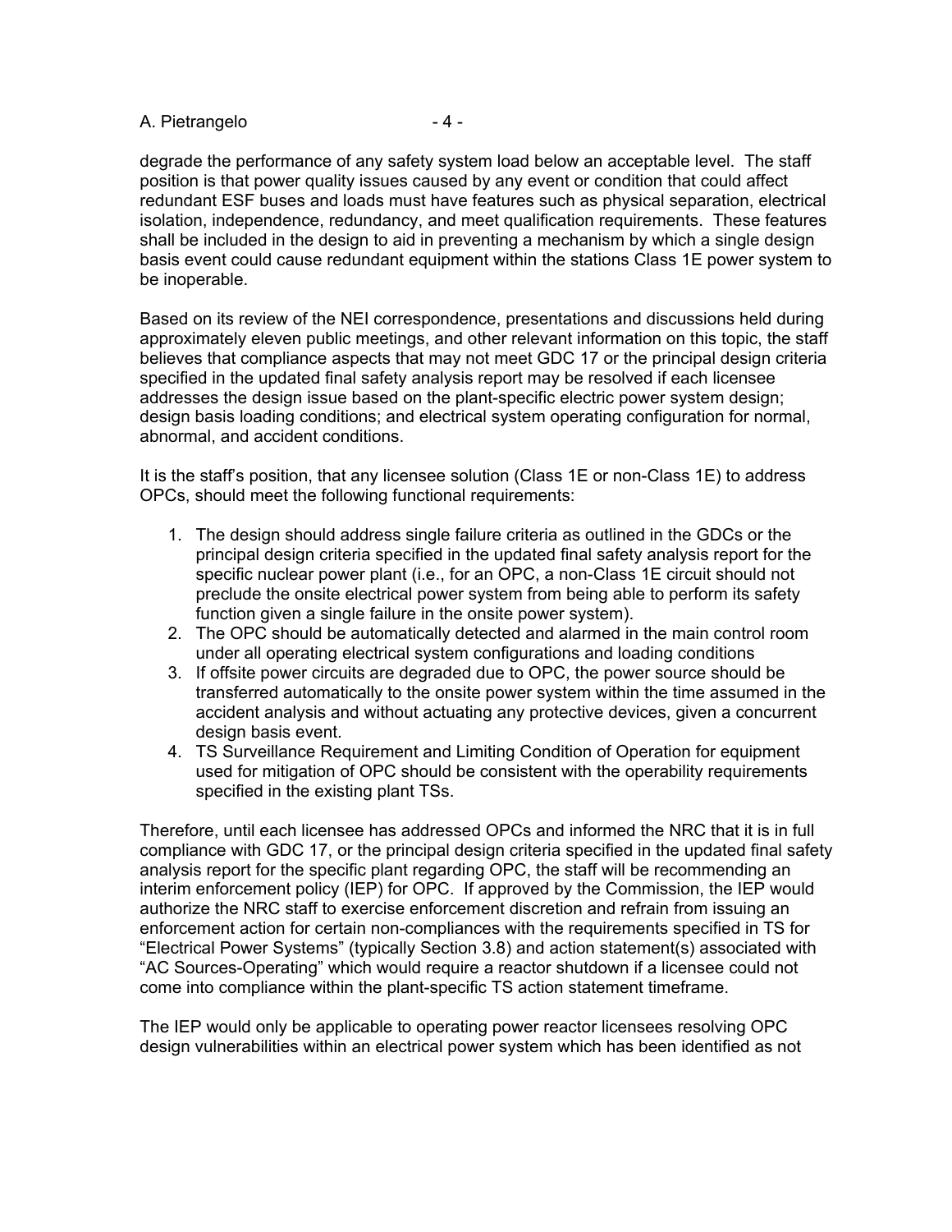degrade the performance of any safety system load below an acceptable level. The staff position is that power quality issues caused by any event or condition that could affect redundant ESF buses and loads must have features such as physical separation, electrical isolation, independence, redundancy, and meet qualification requirements. These features shall be included in the design to aid in preventing a mechanism by which a single design basis event could cause redundant equipment within the stations Class 1E power system to be inoperable.

Based on its review of the NEI correspondence, presentations and discussions held during approximately eleven public meetings, and other relevant information on this topic, the staff believes that compliance aspects that may not meet GDC 17 or the principal design criteria specified in the updated final safety analysis report may be resolved if each licensee addresses the design issue based on the plant-specific electric power system design; design basis loading conditions; and electrical system operating configuration for normal, abnormal, and accident conditions.

It is the staff's position, that any licensee solution (Class 1E or non-Class 1E) to address OPCs, should meet the following functional requirements:

1. The design should address single failure criteria as outlined in the GDCs or the principal design criteria specified in the updated final safety analysis report for the specific nuclear power plant (i.e., for an OPC, a non-Class 1E circuit should not preclude the onsite electrical power system from being able to perform its safety function given a single failure in the onsite power system).
2. The OPC should be automatically detected and alarmed in the main control room under all operating electrical system configurations and loading conditions
3. If offsite power circuits are degraded due to OPC, the power source should be transferred automatically to the onsite power system within the time assumed in the accident analysis and without actuating any protective devices, given a concurrent design basis event.
4. TS Surveillance Requirement and Limiting Condition of Operation for equipment used for mitigation of OPC should be consistent with the operability requirements specified in the existing plant TSs.

Therefore, until each licensee has addressed OPCs and informed the NRC that it is in full compliance with GDC 17, or the principal design criteria specified in the updated final safety analysis report for the specific plant regarding OPC, the staff will be recommending an interim enforcement policy (IEP) for OPC. If approved by the Commission, the IEP would authorize the NRC staff to exercise enforcement discretion and refrain from issuing an enforcement action for certain non-compliances with the requirements specified in TS for "Electrical Power Systems" (typically Section 3.8) and action statement(s) associated with "AC Sources-Operating" which would require a reactor shutdown if a licensee could not come into compliance within the plant-specific TS action statement timeframe.

The IEP would only be applicable to operating power reactor licensees resolving OPC design vulnerabilities within an electrical power system which has been identified as not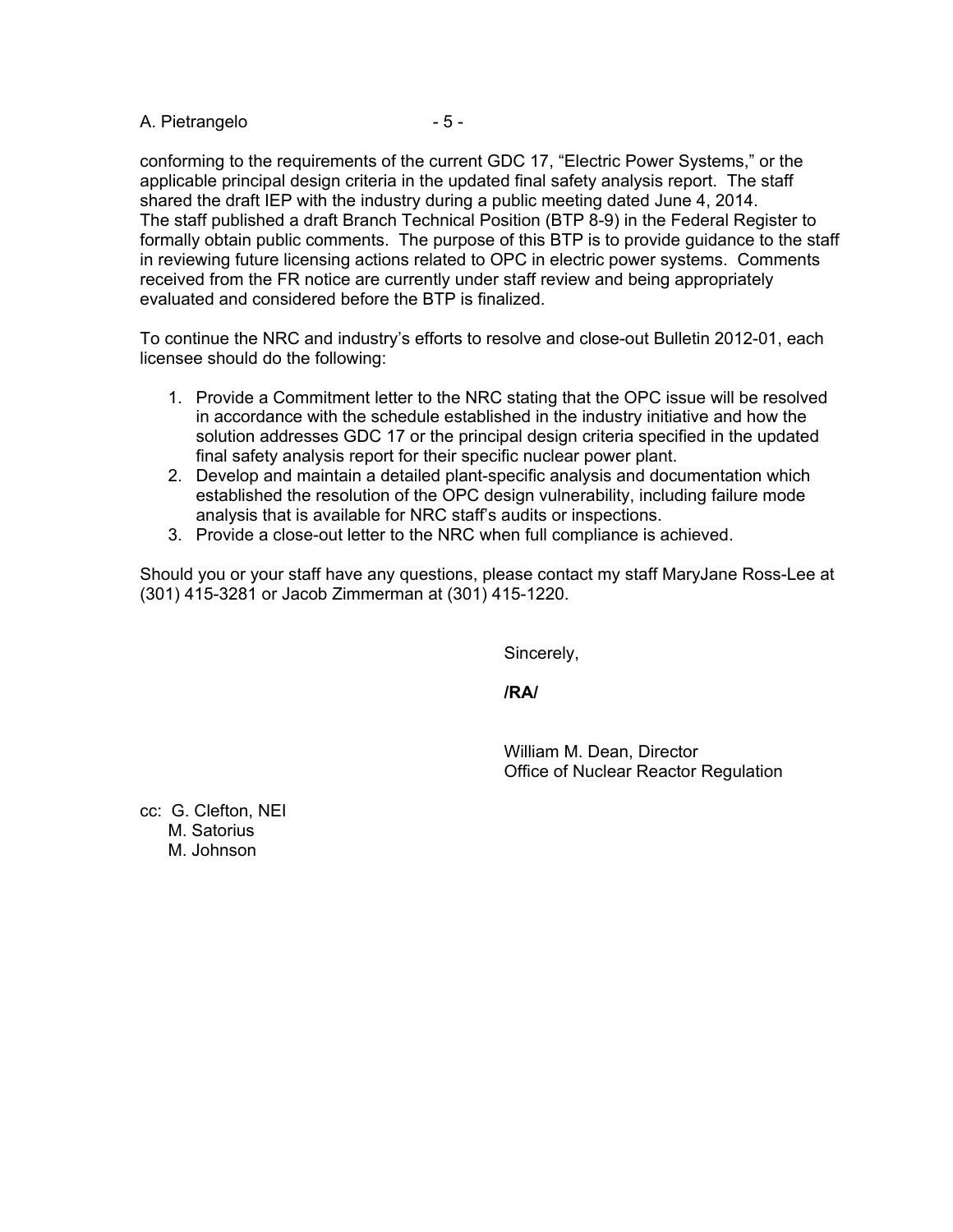conforming to the requirements of the current GDC 17, "Electric Power Systems," or the applicable principal design criteria in the updated final safety analysis report. The staff shared the draft IEP with the industry during a public meeting dated June 4, 2014. The staff published a draft Branch Technical Position (BTP 8-9) in the Federal Register to formally obtain public comments. The purpose of this BTP is to provide guidance to the staff in reviewing future licensing actions related to OPC in electric power systems. Comments received from the FR notice are currently under staff review and being appropriately evaluated and considered before the BTP is finalized.

To continue the NRC and industry's efforts to resolve and close-out Bulletin 2012-01, each licensee should do the following:

1. Provide a Commitment letter to the NRC stating that the OPC issue will be resolved in accordance with the schedule established in the industry initiative and how the solution addresses GDC 17 or the principal design criteria specified in the updated final safety analysis report for their specific nuclear power plant.
2. Develop and maintain a detailed plant-specific analysis and documentation which established the resolution of the OPC design vulnerability, including failure mode analysis that is available for NRC staff's audits or inspections.
3. Provide a close-out letter to the NRC when full compliance is achieved.

Should you or your staff have any questions, please contact my staff MaryJane Ross-Lee at (301) 415-3281 or Jacob Zimmerman at (301) 415-1220.

Sincerely,

**/RA/**

William M. Dean, Director
Office of Nuclear Reactor Regulation

cc: G. Clefton, NEI
M. Satorius
M. Johnson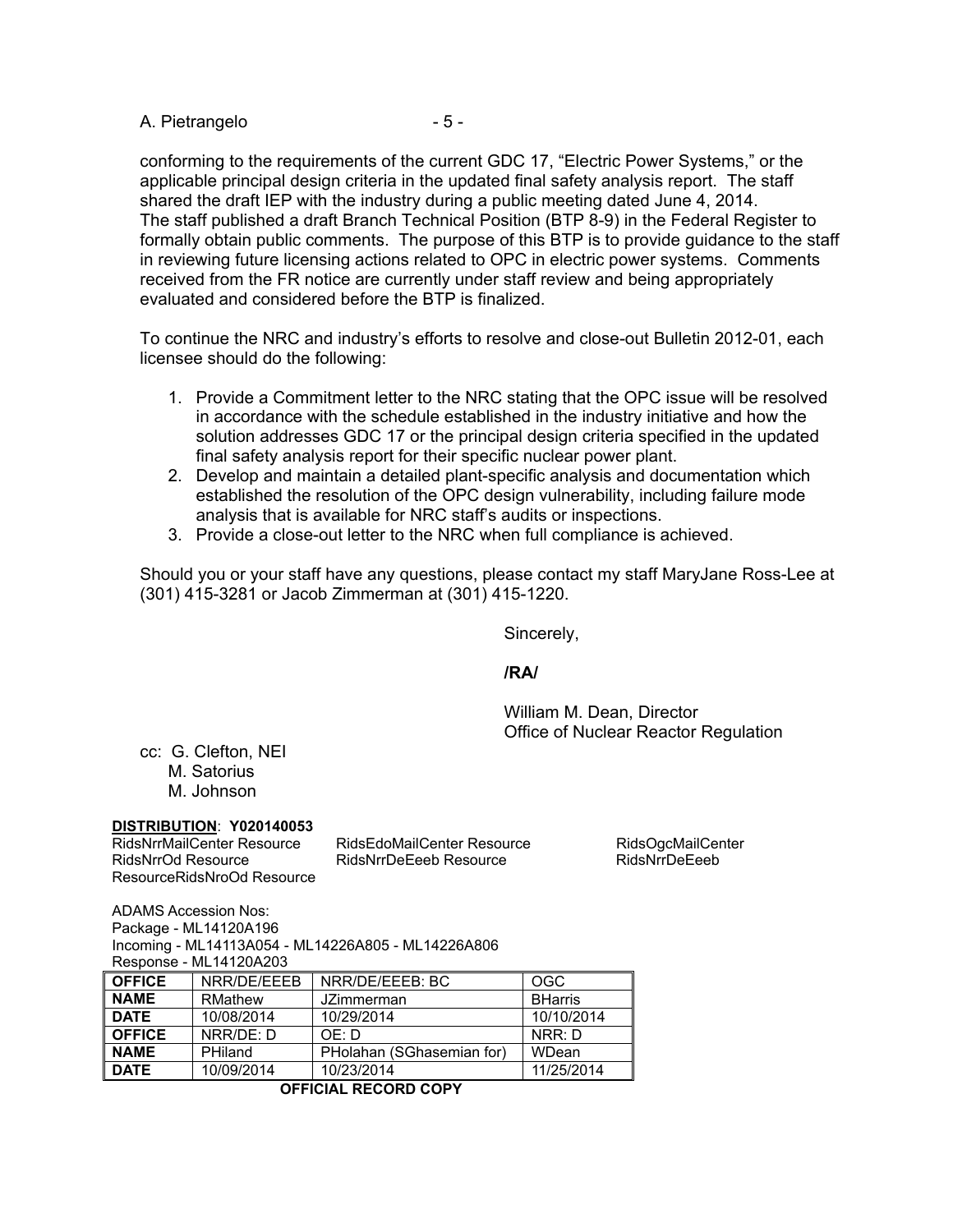conforming to the requirements of the current GDC 17, "Electric Power Systems," or the applicable principal design criteria in the updated final safety analysis report. The staff shared the draft IEP with the industry during a public meeting dated June 4, 2014. The staff published a draft Branch Technical Position (BTP 8-9) in the Federal Register to formally obtain public comments. The purpose of this BTP is to provide guidance to the staff in reviewing future licensing actions related to OPC in electric power systems. Comments received from the FR notice are currently under staff review and being appropriately evaluated and considered before the BTP is finalized.

To continue the NRC and industry's efforts to resolve and close-out Bulletin 2012-01, each licensee should do the following:

1. Provide a Commitment letter to the NRC stating that the OPC issue will be resolved in accordance with the schedule established in the industry initiative and how the solution addresses GDC 17 or the principal design criteria specified in the updated final safety analysis report for their specific nuclear power plant.
2. Develop and maintain a detailed plant-specific analysis and documentation which established the resolution of the OPC design vulnerability, including failure mode analysis that is available for NRC staff's audits or inspections.
3. Provide a close-out letter to the NRC when full compliance is achieved.

Should you or your staff have any questions, please contact my staff MaryJane Ross-Lee at (301) 415-3281 or Jacob Zimmerman at (301) 415-1220.

Sincerely,

**/RA/**

William M. Dean, Director
Office of Nuclear Reactor Regulation

cc: G. Clefton, NEI
M. Satorius
M. Johnson

**DISTRIBUTION**: **Y020140053**
RidsNrrMailCenter Resource RidsEdoMailCenter Resource RidsOgcMailCenter
RidsNrrOd Resource RidsNrrDeEeeb Resource RidsNrrDeEeeb
ResourceRidsNroOd Resource

ADAMS Accession Nos:
Package - ML14120A196
Incoming - ML14113A054 - ML14226A805 - ML14226A806
Response - ML14120A203

| | | | |
|---|---|---|---|
| **OFFICE** | NRR/DE/EEEB | NRR/DE/EEEB: BC | OGC |
| **NAME** | RMathew | JZimmerman | BHarris |
| **DATE** | 10/08/2014 | 10/29/2014 | 10/10/2014 |
| **OFFICE** | NRR/DE: D | OE: D | NRR: D |
| **NAME** | PHiland | PHolahan (SGhasemian for) | WDean |
| **DATE** | 10/09/2014 | 10/23/2014 | 11/25/2014 |

**OFFICIAL RECORD COPY**